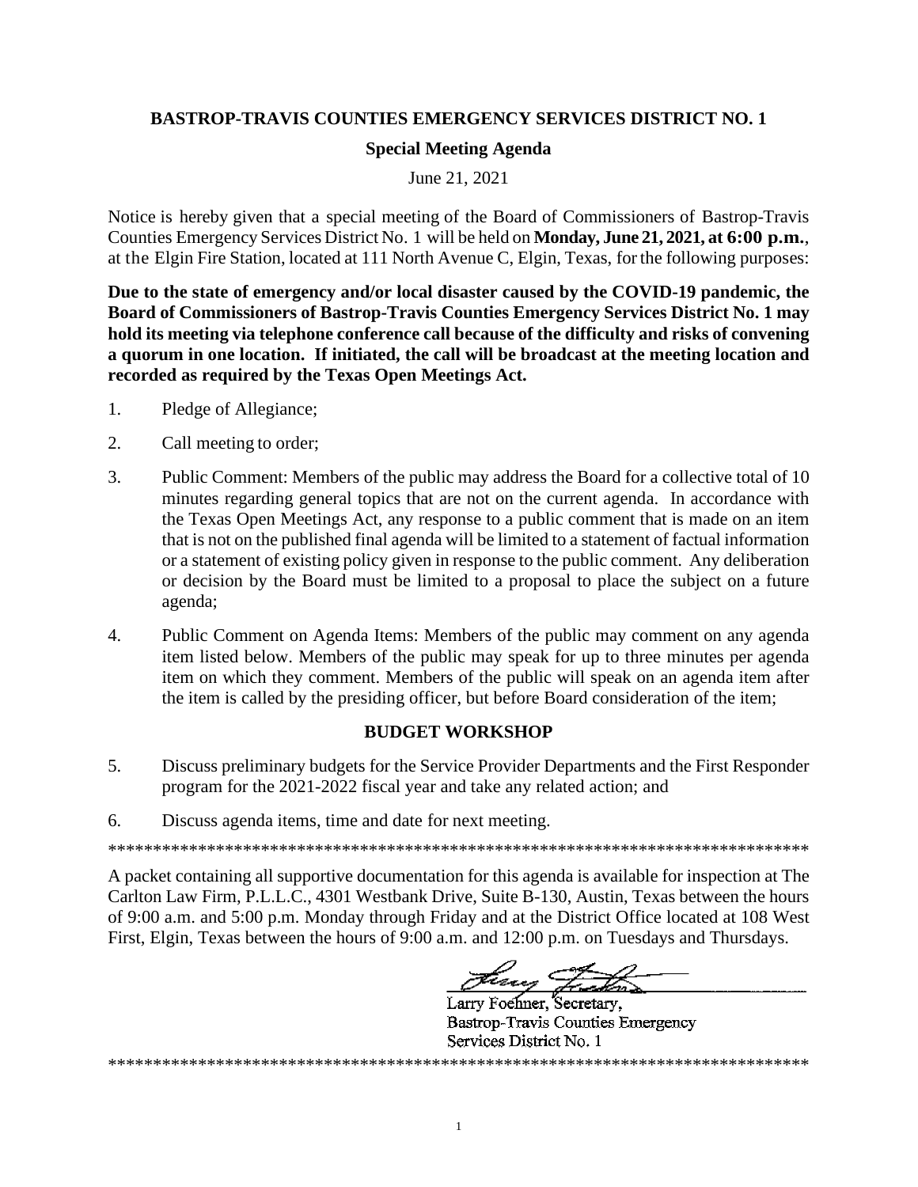**BASTROP-TRAVIS COUNTIES EMERGENCY SERVICES DISTRICT NO. 1**

**Special Meeting Agenda**

June 21, 2021

Notice is hereby given that a special meeting of the Board of Commissioners of Bastrop-Travis Counties Emergency Services District No. 1 will be held on **Monday, June 21, 2021, at 6:00 p.m.**, at the Elgin Fire Station, located at 111 North Avenue C, Elgin, Texas, for the following purposes:

**Due to the state of emergency and/or local disaster caused by the COVID-19 pandemic, the Board of Commissioners of Bastrop-Travis Counties Emergency Services District No. 1 may hold its meeting via telephone conference call because of the difficulty and risks of convening a quorum in one location. If initiated, the call will be broadcast at the meeting location and recorded as required by the Texas Open Meetings Act.**

1. Pledge of Allegiance;
2. Call meeting to order;
3. Public Comment: Members of the public may address the Board for a collective total of 10 minutes regarding general topics that are not on the current agenda. In accordance with the Texas Open Meetings Act, any response to a public comment that is made on an item that is not on the published final agenda will be limited to a statement of factual information or a statement of existing policy given in response to the public comment. Any deliberation or decision by the Board must be limited to a proposal to place the subject on a future agenda;
4. Public Comment on Agenda Items: Members of the public may comment on any agenda item listed below. Members of the public may speak for up to three minutes per agenda item on which they comment. Members of the public will speak on an agenda item after the item is called by the presiding officer, but before Board consideration of the item;

**BUDGET WORKSHOP**

5. Discuss preliminary budgets for the Service Provider Departments and the First Responder program for the 2021-2022 fiscal year and take any related action; and
6. Discuss agenda items, time and date for next meeting.

*******************************************************************************

A packet containing all supportive documentation for this agenda is available for inspection at The Carlton Law Firm, P.L.L.C., 4301 Westbank Drive, Suite B-130, Austin, Texas between the hours of 9:00 a.m. and 5:00 p.m. Monday through Friday and at the District Office located at 108 West First, Elgin, Texas between the hours of 9:00 a.m. and 12:00 p.m. on Tuesdays and Thursdays.

Larry Foehner, Secretary,
Bastrop-Travis Counties Emergency
Services District No. 1

*******************************************************************************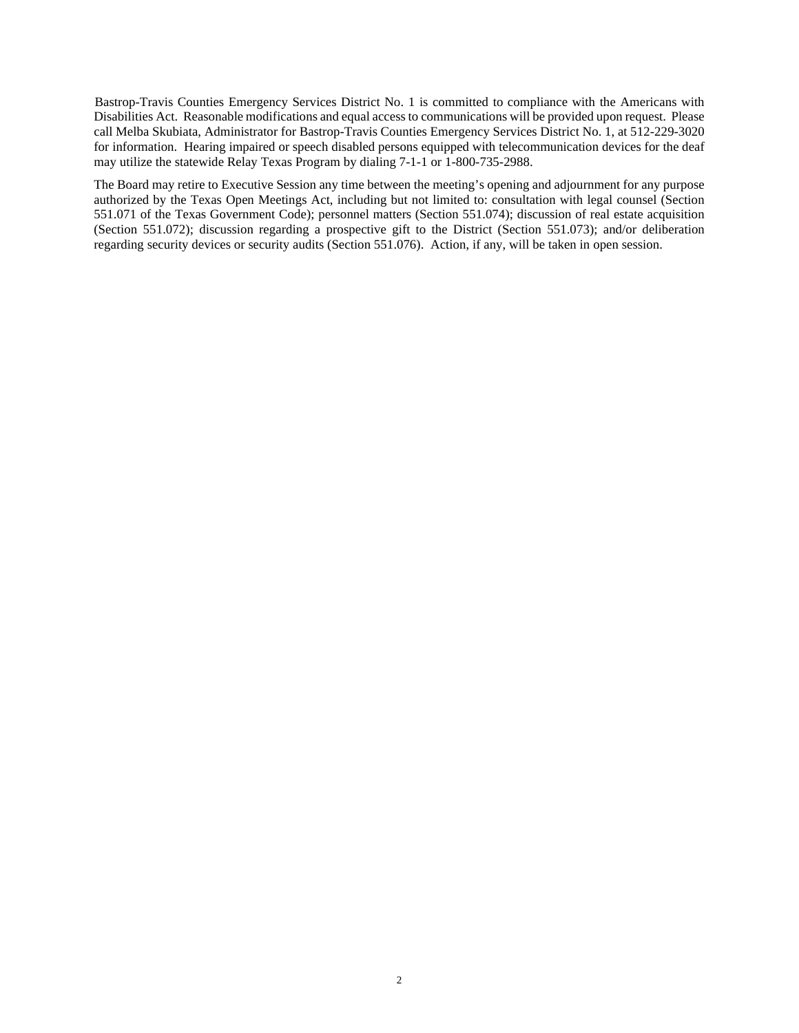Bastrop-Travis Counties Emergency Services District No. 1 is committed to compliance with the Americans with Disabilities Act. Reasonable modifications and equal access to communications will be provided upon request. Please call Melba Skubiata, Administrator for Bastrop-Travis Counties Emergency Services District No. 1, at 512-229-3020 for information. Hearing impaired or speech disabled persons equipped with telecommunication devices for the deaf may utilize the statewide Relay Texas Program by dialing 7-1-1 or 1-800-735-2988.

The Board may retire to Executive Session any time between the meeting's opening and adjournment for any purpose authorized by the Texas Open Meetings Act, including but not limited to: consultation with legal counsel (Section 551.071 of the Texas Government Code); personnel matters (Section 551.074); discussion of real estate acquisition (Section 551.072); discussion regarding a prospective gift to the District (Section 551.073); and/or deliberation regarding security devices or security audits (Section 551.076). Action, if any, will be taken in open session.